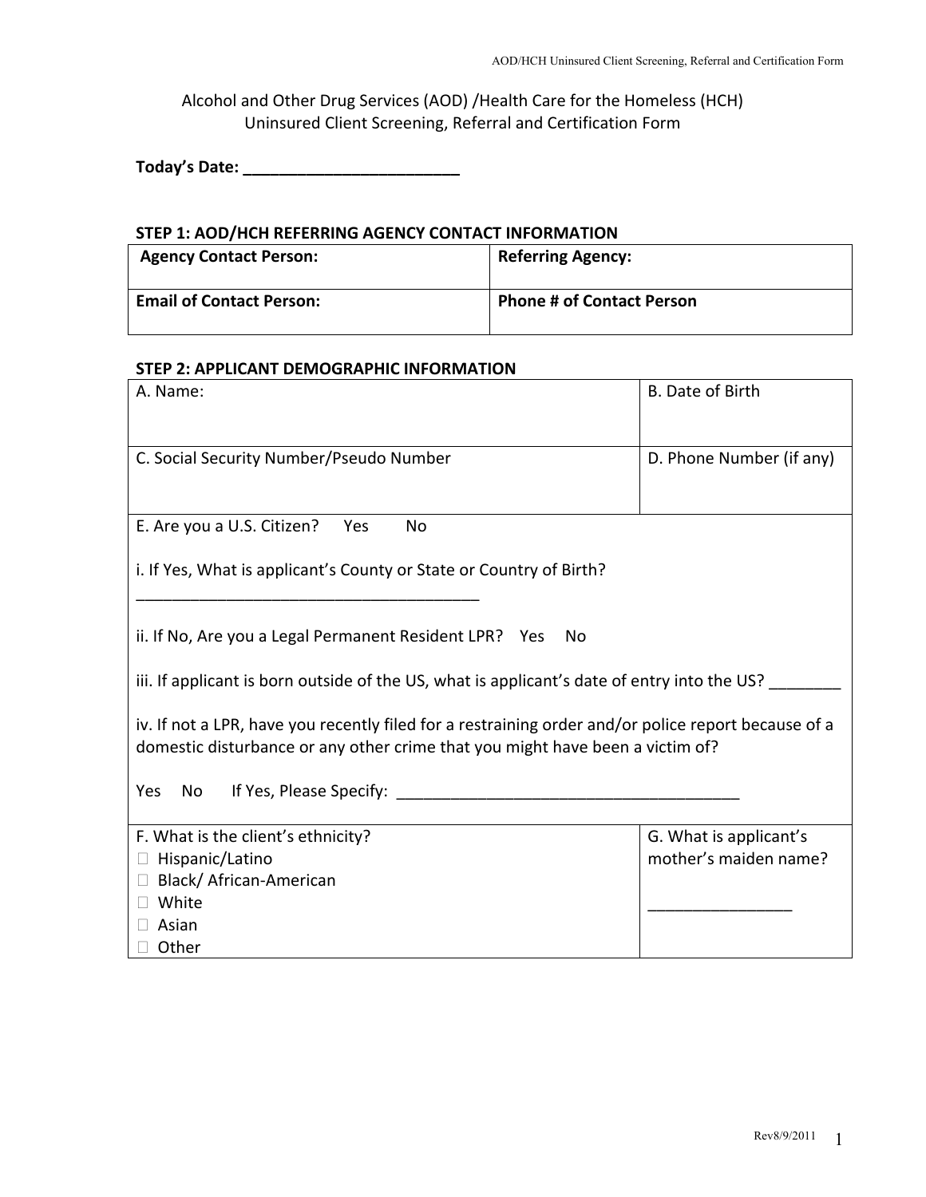# Alcohol and Other Drug Services (AOD) /Health Care for the Homeless (HCH) Uninsured Client Screening, Referral and Certification Form

**Today's Date: ________________________**

### STEP 1: AOD/HCH REFERRING AGENCY CONTACT INFORMATION

| **Agency Contact Person:** | **Referring Agency:** |
| --- | --- |
| **Email of Contact Person:** | **Phone # of Contact Person** |

### STEP 2: APPLICANT DEMOGRAPHIC INFORMATION

| | |
| --- | --- |
| A. Name: | B. Date of Birth |
| C. Social Security Number/Pseudo Number | D. Phone Number (if any) |
| E. Are you a U.S. Citizen? Yes No<br><br>i. If Yes, What is applicant's County or State or Country of Birth?<br>_______________________________________<br><br>ii. If No, Are you a Legal Permanent Resident LPR? Yes No<br><br>iii. If applicant is born outside of the US, what is applicant's date of entry into the US? ________<br><br>iv. If not a LPR, have you recently filed for a restraining order and/or police report because of a domestic disturbance or any other crime that you might have been a victim of?<br><br>Yes No If Yes, Please Specify: _______________________________________ | |
| F. What is the client's ethnicity?<br>☐ Hispanic/Latino<br>☐ Black/ African-American<br>☐ White<br>☐ Asian<br>☐ Other | G. What is applicant's mother's maiden name?<br><br>________________ |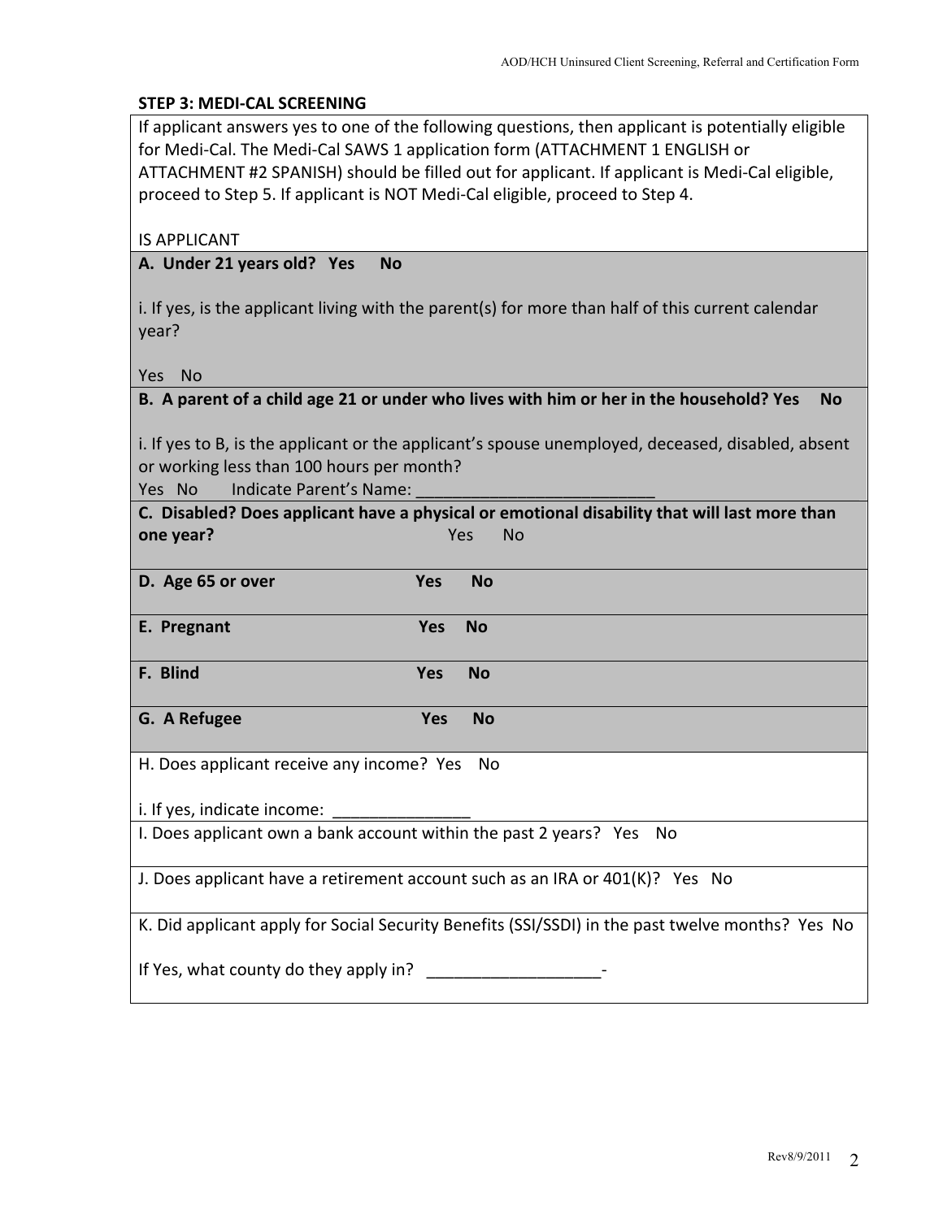### STEP 3: MEDI-CAL SCREENING

If applicant answers yes to one of the following questions, then applicant is potentially eligible for Medi-Cal. The Medi-Cal SAWS 1 application form (ATTACHMENT 1 ENGLISH or ATTACHMENT #2 SPANISH) should be filled out for applicant. If applicant is Medi-Cal eligible, proceed to Step 5. If applicant is NOT Medi-Cal eligible, proceed to Step 4.

IS APPLICANT

**A. Under 21 years old? Yes No**

i. If yes, is the applicant living with the parent(s) for more than half of this current calendar year?

Yes No

**B. A parent of a child age 21 or under who lives with him or her in the household? Yes No**

i. If yes to B, is the applicant or the applicant's spouse unemployed, deceased, disabled, absent or working less than 100 hours per month?

Yes No Indicate Parent's Name: __________________________

**C. Disabled? Does applicant have a physical or emotional disability that will last more than one year?** Yes No

**D. Age 65 or over Yes No**

**E. Pregnant Yes No**

**F. Blind Yes No**

**G. A Refugee Yes No**

H. Does applicant receive any income? Yes No

i. If yes, indicate income: _______________

I. Does applicant own a bank account within the past 2 years? Yes No

J. Does applicant have a retirement account such as an IRA or 401(K)? Yes No

K. Did applicant apply for Social Security Benefits (SSI/SSDI) in the past twelve months? Yes No

If Yes, what county do they apply in? ___________________-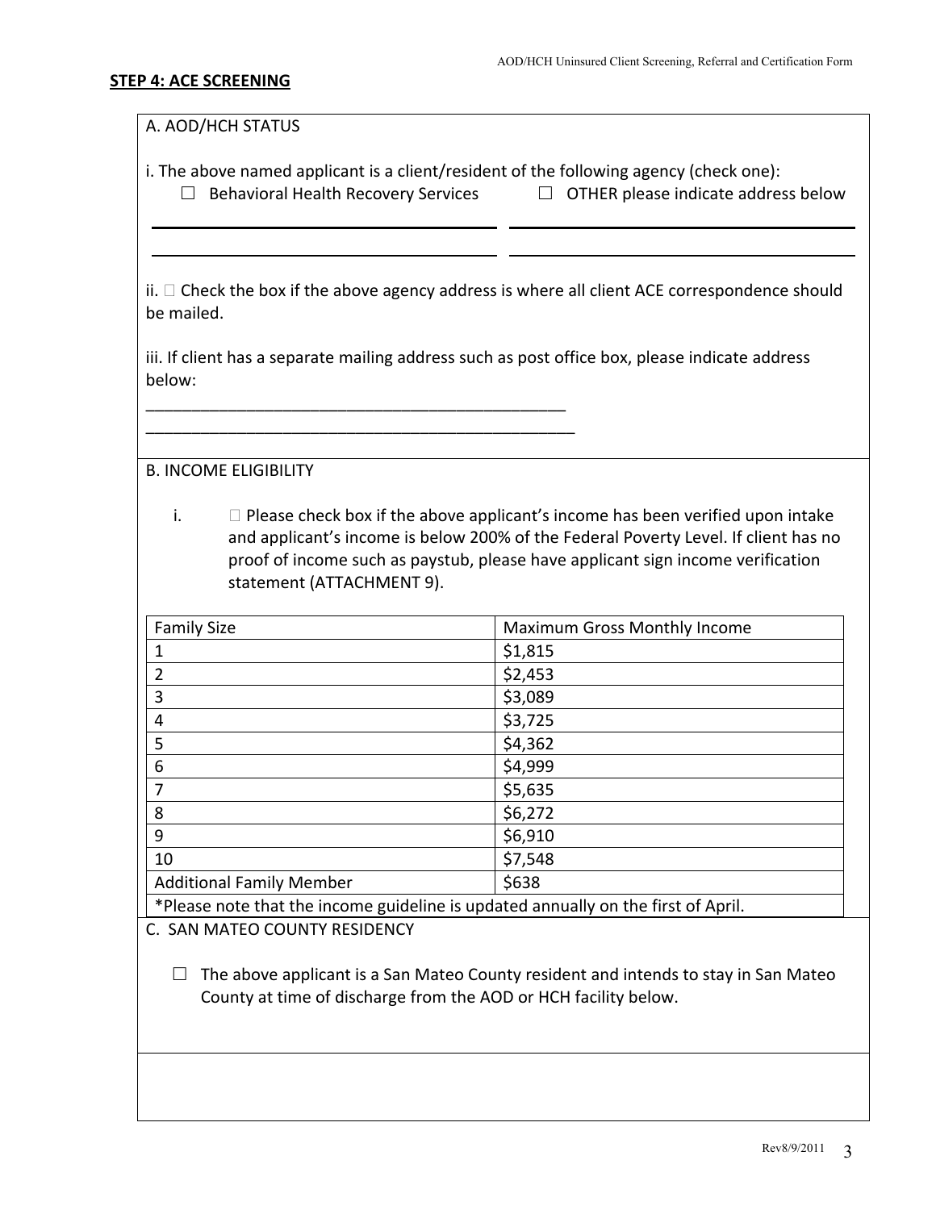**STEP 4: ACE SCREENING**

A. AOD/HCH STATUS

i. The above named applicant is a client/resident of the following agency (check one):

☐ Behavioral Health Recovery Services ☐ OTHER please indicate address below

______________________________ ______________________________

______________________________ ______________________________

ii. ☐ Check the box if the above agency address is where all client ACE correspondence should be mailed.

iii. If client has a separate mailing address such as post office box, please indicate address below:

_______________________________________________

_______________________________________________

B. INCOME ELIGIBILITY

i. ☐ Please check box if the above applicant's income has been verified upon intake and applicant's income is below 200% of the Federal Poverty Level. If client has no proof of income such as paystub, please have applicant sign income verification statement (ATTACHMENT 9).

| Family Size | Maximum Gross Monthly Income |
| --- | --- |
| 1 | $1,815 |
| 2 | $2,453 |
| 3 | $3,089 |
| 4 | $3,725 |
| 5 | $4,362 |
| 6 | $4,999 |
| 7 | $5,635 |
| 8 | $6,272 |
| 9 | $6,910 |
| 10 | $7,548 |
| Additional Family Member | $638 |

*Please note that the income guideline is updated annually on the first of April.

C. SAN MATEO COUNTY RESIDENCY

☐ The above applicant is a San Mateo County resident and intends to stay in San Mateo County at time of discharge from the AOD or HCH facility below.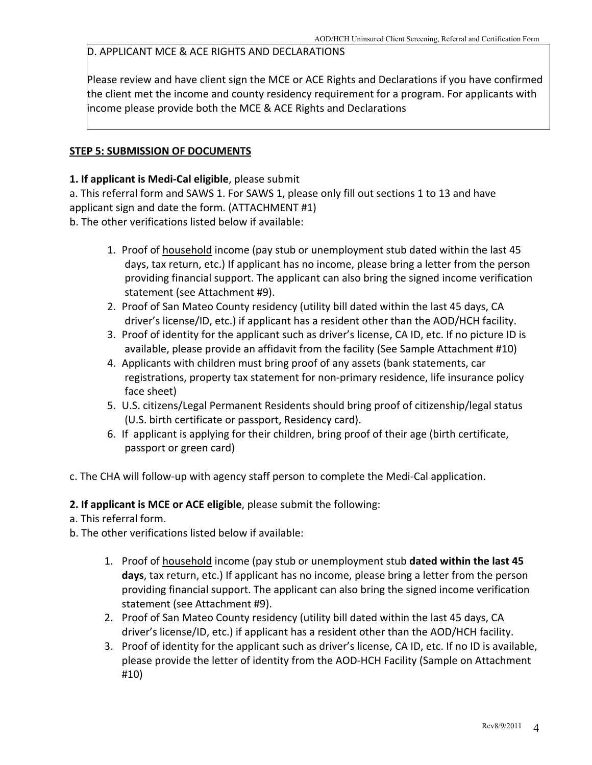D. APPLICANT MCE & ACE RIGHTS AND DECLARATIONS

Please review and have client sign the MCE or ACE Rights and Declarations if you have confirmed the client met the income and county residency requirement for a program. For applicants with income please provide both the MCE & ACE Rights and Declarations

**STEP 5: SUBMISSION OF DOCUMENTS**

**1. If applicant is Medi-Cal eligible**, please submit

a. This referral form and SAWS 1. For SAWS 1, please only fill out sections 1 to 13 and have applicant sign and date the form. (ATTACHMENT #1)

b. The other verifications listed below if available:

1. Proof of <u>household</u> income (pay stub or unemployment stub dated within the last 45 days, tax return, etc.) If applicant has no income, please bring a letter from the person providing financial support. The applicant can also bring the signed income verification statement (see Attachment #9).
2. Proof of San Mateo County residency (utility bill dated within the last 45 days, CA driver's license/ID, etc.) if applicant has a resident other than the AOD/HCH facility.
3. Proof of identity for the applicant such as driver's license, CA ID, etc. If no picture ID is available, please provide an affidavit from the facility (See Sample Attachment #10)
4. Applicants with children must bring proof of any assets (bank statements, car registrations, property tax statement for non-primary residence, life insurance policy face sheet)
5. U.S. citizens/Legal Permanent Residents should bring proof of citizenship/legal status (U.S. birth certificate or passport, Residency card).
6. If applicant is applying for their children, bring proof of their age (birth certificate, passport or green card)

c. The CHA will follow-up with agency staff person to complete the Medi-Cal application.

**2. If applicant is MCE or ACE eligible**, please submit the following:

a. This referral form.

b. The other verifications listed below if available:

1. Proof of <u>household</u> income (pay stub or unemployment stub **dated within the last 45 days**, tax return, etc.) If applicant has no income, please bring a letter from the person providing financial support. The applicant can also bring the signed income verification statement (see Attachment #9).
2. Proof of San Mateo County residency (utility bill dated within the last 45 days, CA driver's license/ID, etc.) if applicant has a resident other than the AOD/HCH facility.
3. Proof of identity for the applicant such as driver's license, CA ID, etc. If no ID is available, please provide the letter of identity from the AOD-HCH Facility (Sample on Attachment #10)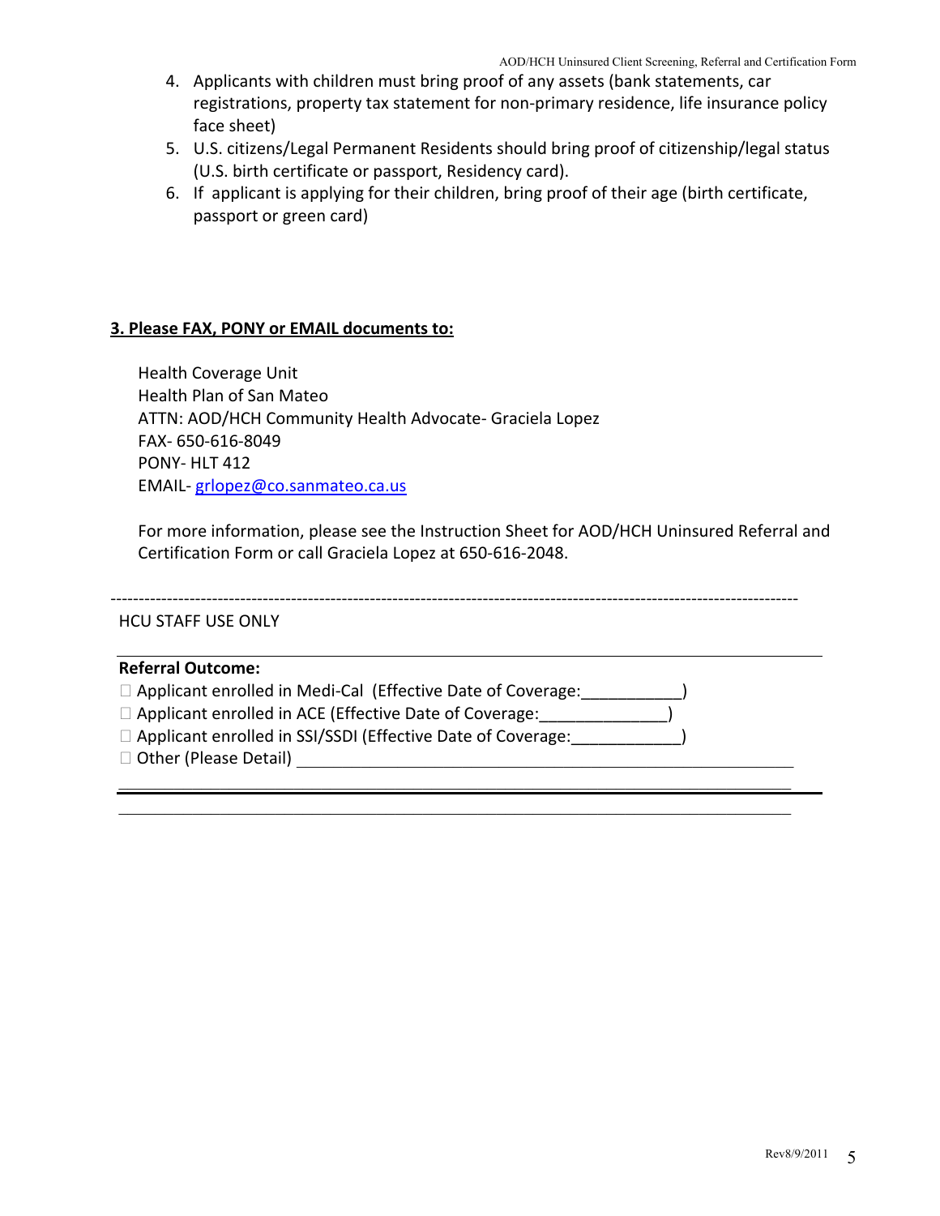4. Applicants with children must bring proof of any assets (bank statements, car registrations, property tax statement for non-primary residence, life insurance policy face sheet)
5. U.S. citizens/Legal Permanent Residents should bring proof of citizenship/legal status (U.S. birth certificate or passport, Residency card).
6. If applicant is applying for their children, bring proof of their age (birth certificate, passport or green card)

**3. Please FAX, PONY or EMAIL documents to:**

Health Coverage Unit
Health Plan of San Mateo
ATTN: AOD/HCH Community Health Advocate- Graciela Lopez
FAX- 650-616-8049
PONY- HLT 412
EMAIL- grlopez@co.sanmateo.ca.us

For more information, please see the Instruction Sheet for AOD/HCH Uninsured Referral and Certification Form or call Graciela Lopez at 650-616-2048.

---

HCU STAFF USE ONLY

**Referral Outcome:**

☐ Applicant enrolled in Medi-Cal (Effective Date of Coverage:___________)
☐ Applicant enrolled in ACE (Effective Date of Coverage:______________)
☐ Applicant enrolled in SSI/SSDI (Effective Date of Coverage:____________)
☐ Other (Please Detail) ____________________________________________

________________________________________________________________

________________________________________________________________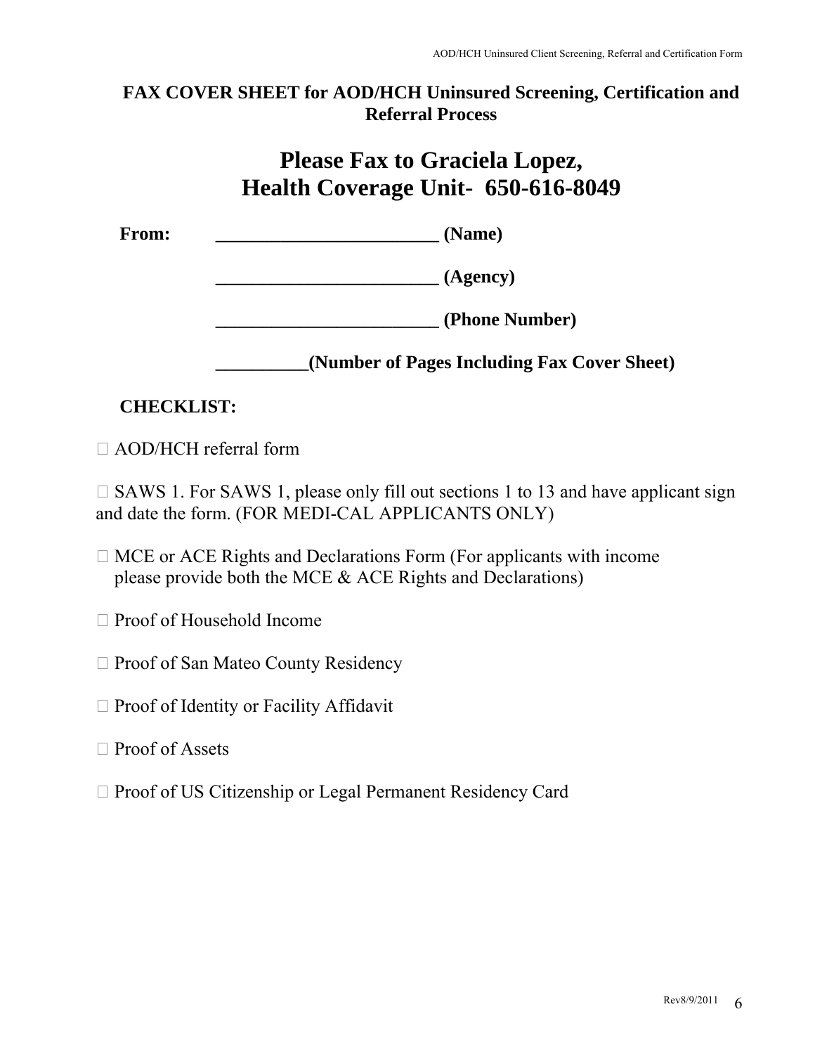**FAX COVER SHEET for AOD/HCH Uninsured Screening, Certification and Referral Process**

# Please Fax to Graciela Lopez, Health Coverage Unit- 650-616-8049

**From:** ________________________ **(Name)**

________________________ **(Agency)**

________________________ **(Phone Number)**

__________**(Number of Pages Including Fax Cover Sheet)**

**CHECKLIST:**

☐ AOD/HCH referral form

☐ SAWS 1. For SAWS 1, please only fill out sections 1 to 13 and have applicant sign and date the form. (FOR MEDI-CAL APPLICANTS ONLY)

☐ MCE or ACE Rights and Declarations Form (For applicants with income please provide both the MCE & ACE Rights and Declarations)

☐ Proof of Household Income

☐ Proof of San Mateo County Residency

☐ Proof of Identity or Facility Affidavit

☐ Proof of Assets

☐ Proof of US Citizenship or Legal Permanent Residency Card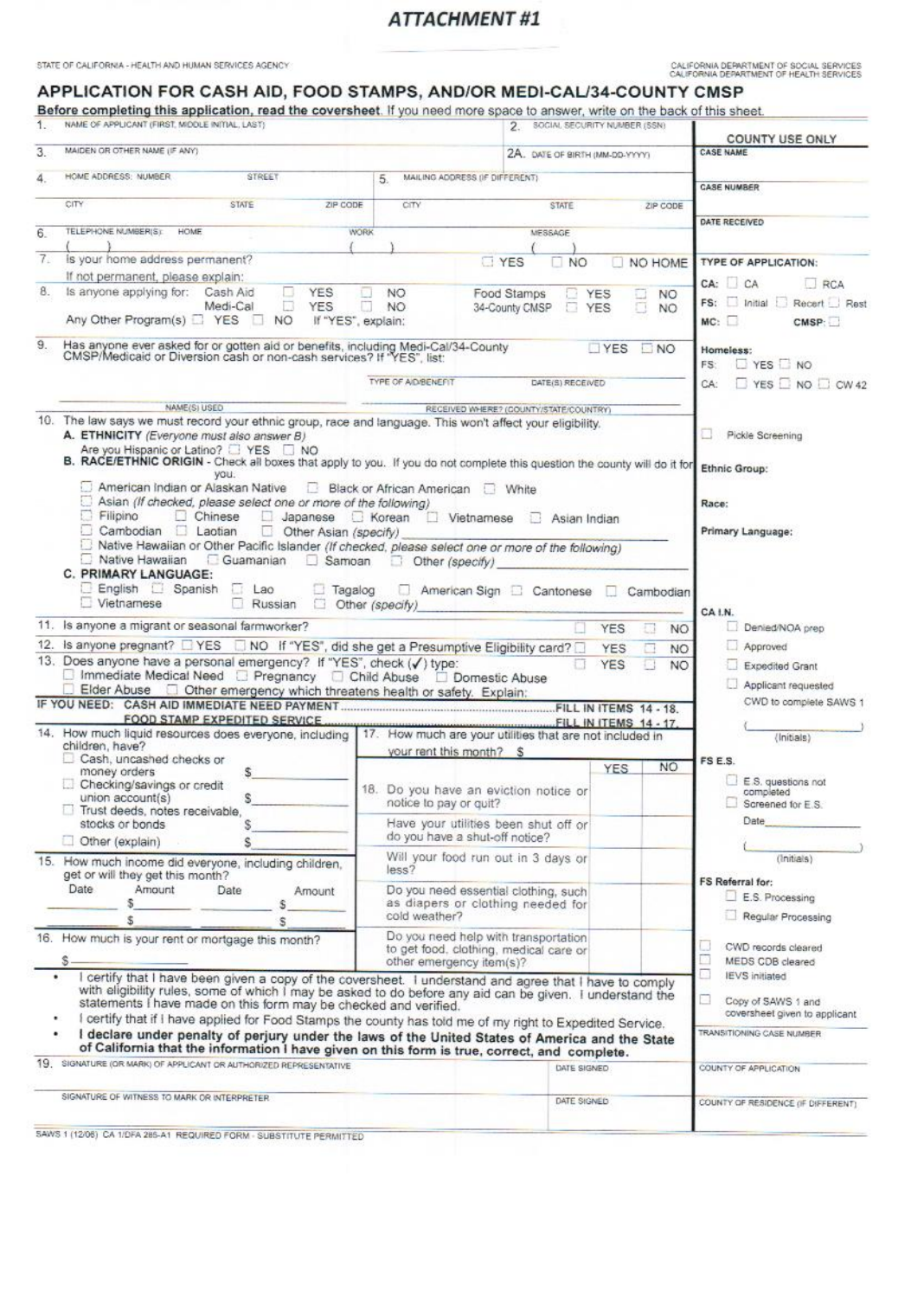# ATTACHMENT #1

STATE OF CALIFORNIA - HEALTH AND HUMAN SERVICES AGENCY

CALIFORNIA DEPARTMENT OF SOCIAL SERVICES
CALIFORNIA DEPARTMENT OF HEALTH SERVICES

## APPLICATION FOR CASH AID, FOOD STAMPS, AND/OR MEDI-CAL/34-COUNTY CMSP

**Before completing this application, read the coversheet.** If you need more space to answer, write on the back of this sheet.

1. NAME OF APPLICANT (FIRST, MIDDLE INITIAL, LAST)
2. SOCIAL SECURITY NUMBER (SSN)
3. MAIDEN OR OTHER NAME (IF ANY)

2A. DATE OF BIRTH (MM-DD-YYYY)

4. HOME ADDRESS: NUMBER / STREET / CITY / STATE / ZIP CODE
5. MAILING ADDRESS (IF DIFFERENT) / CITY / STATE / ZIP CODE
6. TELEPHONE NUMBER(S): HOME ( ) WORK ( ) MESSAGE ( )
7. Is your home address permanent? ☐ YES ☐ NO ☐ NO HOME
   If not permanent, please explain:
8. Is anyone applying for: Cash Aid ☐ YES ☐ NO; Medi-Cal ☐ YES ☐ NO; Food Stamps ☐ YES ☐ NO; 34-County CMSP ☐ YES ☐ NO
   Any Other Program(s) ☐ YES ☐ NO If "YES", explain:
9. Has anyone ever asked for or gotten aid or benefits, including Medi-Cal/34-County CMSP/Medicaid or Diversion cash or non-cash services? If "YES", list: ☐ YES ☐ NO
   TYPE OF AID/BENEFIT / DATE(S) RECEIVED
   NAME(S) USED / RECEIVED WHERE? (COUNTY/STATE/COUNTRY)
10. The law says we must record your ethnic group, race and language. This won't affect your eligibility.
    **A. ETHNICITY** *(Everyone must also answer B)*
    Are you Hispanic or Latino? ☐ YES ☐ NO
    **B. RACE/ETHNIC ORIGIN** - Check all boxes that apply to you. If you do not complete this question the county will do it for you.
    ☐ American Indian or Alaskan Native ☐ Black or African American ☐ White
    ☐ Asian *(If checked, please select one or more of the following)*
    ☐ Filipino ☐ Chinese ☐ Japanese ☐ Korean ☐ Vietnamese ☐ Asian Indian
    ☐ Cambodian ☐ Laotian ☐ Other Asian *(specify)*
    ☐ Native Hawaiian or Other Pacific Islander *(If checked, please select one or more of the following)*
    ☐ Native Hawaiian ☐ Guamanian ☐ Samoan ☐ Other *(specify)*
    **C. PRIMARY LANGUAGE:**
    ☐ English ☐ Spanish ☐ Lao ☐ Tagalog ☐ American Sign ☐ Cantonese ☐ Cambodian
    ☐ Vietnamese ☐ Russian ☐ Other *(specify)*
11. Is anyone a migrant or seasonal farmworker? ☐ YES ☐ NO
12. Is anyone pregnant? ☐ YES ☐ NO If "YES", did she get a Presumptive Eligibility card? ☐ YES ☐ NO
13. Does anyone have a personal emergency? If "YES", check (✓) type: ☐ YES ☐ NO
    ☐ Immediate Medical Need ☐ Pregnancy ☐ Child Abuse ☐ Domestic Abuse
    ☐ Elder Abuse ☐ Other emergency which threatens health or safety. Explain:

IF YOU NEED: CASH AID IMMEDIATE NEED PAYMENT.......................FILL IN ITEMS 14 - 18.
FOOD STAMP EXPEDITED SERVICE.......................FILL IN ITEMS 14 - 17.

14. How much liquid resources does everyone, including children, have?
    ☐ Cash, uncashed checks or money orders $
    ☐ Checking/savings or credit union account(s) $
    ☐ Trust deeds, notes receivable, stocks or bonds $
    ☐ Other (explain) $
15. How much income did everyone, including children, get or will they get this month?

| Date | Amount | Date | Amount |
|---|---|---|---|
| | $ | | $ |
| | $ | | $ |

16. How much is your rent or mortgage this month?
    $
17. How much are your utilities that are not included in your rent this month? $

| 18. | YES | NO |
|---|---|---|
| Do you have an eviction notice or notice to pay or quit? | | |
| Have your utilities been shut off or do you have a shut-off notice? | | |
| Will your food run out in 3 days or less? | | |
| Do you need essential clothing, such as diapers or clothing needed for cold weather? | | |
| Do you need help with transportation to get food, clothing, medical care or other emergency item(s)? | | |

- I certify that I have been given a copy of the coversheet. I understand and agree that I have to comply with eligibility rules, some of which I may be asked to do before any aid can be given. I understand the statements I have made on this form may be checked and verified.
- I certify that if I have applied for Food Stamps the county has told me of my right to Expedited Service.
- **I declare under penalty of perjury under the laws of the United States of America and the State of California that the information I have given on this form is true, correct, and complete.**

19. SIGNATURE (OR MARK) OF APPLICANT OR AUTHORIZED REPRESENTATIVE — DATE SIGNED
    SIGNATURE OF WITNESS TO MARK OR INTERPRETER — DATE SIGNED

### COUNTY USE ONLY

CASE NAME

CASE NUMBER

DATE RECEIVED

TYPE OF APPLICATION:
CA: ☐ CA ☐ RCA
FS: ☐ Initial ☐ Recert ☐ Rest
MC: ☐ CMSP: ☐

Homeless:
FS: ☐ YES ☐ NO
CA: ☐ YES ☐ NO ☐ CW 42

☐ Pickle Screening

Ethnic Group:

Race:

Primary Language:

CA I.N.
☐ Denied/NOA prep
☐ Approved
☐ Expedited Grant
☐ Applicant requested CWD to complete SAWS 1
( ) (Initials)

FS E.S.
☐ E.S. questions not completed
☐ Screened for E.S.
Date
( ) (Initials)

FS Referral for:
☐ E.S. Processing
☐ Regular Processing

☐ CWD records cleared
☐ MEDS CDB cleared
☐ IEVS initiated

☐ Copy of SAWS 1 and coversheet given to applicant

TRANSITIONING CASE NUMBER

COUNTY OF APPLICATION

COUNTY OF RESIDENCE (IF DIFFERENT)

SAWS 1 (12/06) CA 1/DFA 285-A1 REQUIRED FORM - SUBSTITUTE PERMITTED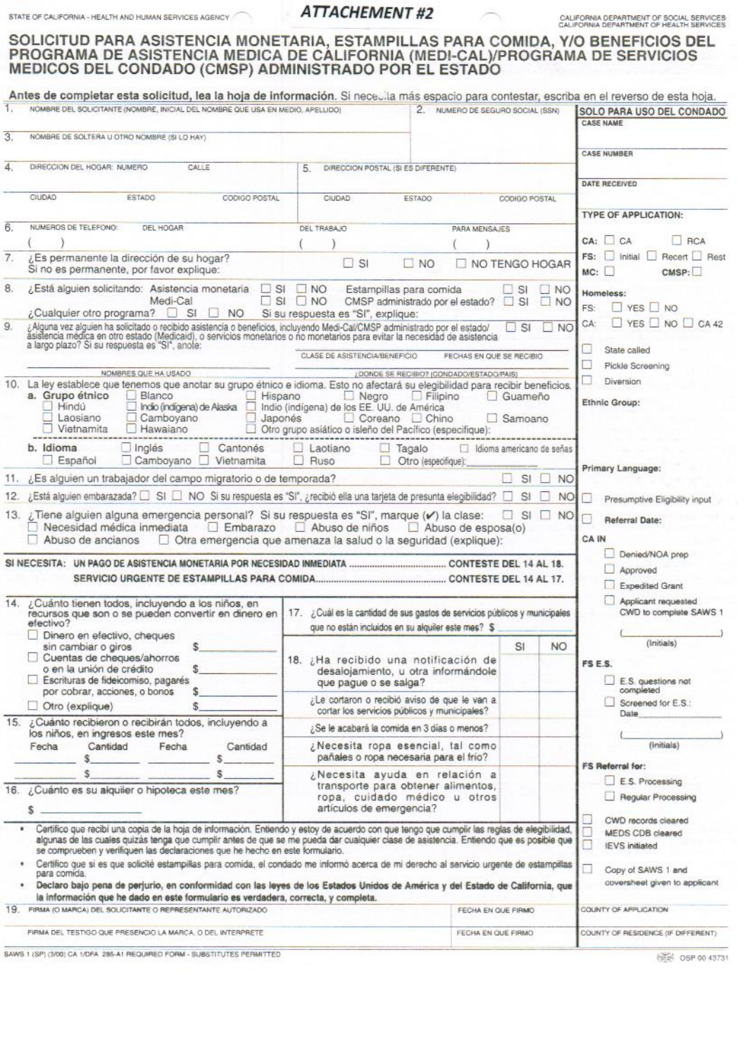STATE OF CALIFORNIA - HEALTH AND HUMAN SERVICES AGENCY

# ATTACHEMENT #2

CALIFORNIA DEPARTMENT OF SOCIAL SERVICES
CALIFORNIA DEPARTMENT OF HEALTH SERVICES

## SOLICITUD PARA ASISTENCIA MONETARIA, ESTAMPILLAS PARA COMIDA, Y/O BENEFICIOS DEL PROGRAMA DE ASISTENCIA MEDICA DE CALIFORNIA (MEDI-CAL)/PROGRAMA DE SERVICIOS MEDICOS DEL CONDADO (CMSP) ADMINISTRADO POR EL ESTADO

**Antes de completar esta solicitud, lea la hoja de información.** Si necesita más espacio para contestar, escriba en el reverso de esta hoja.

1. NOMBRE DEL SOLICITANTE (NOMBRE, INICIAL DEL NOMBRE QUE USA EN MEDIO, APELLIDO)

2. NUMERO DE SEGURO SOCIAL (SSN)

3. NOMBRE DE SOLTERA U OTRO NOMBRE (SI LO HAY)

4. DIRECCION DEL HOGAR: NUMERO  CALLE
   CIUDAD  ESTADO  CODIGO POSTAL

5. DIRECCION POSTAL (SI ES DIFERENTE)
   CIUDAD  ESTADO  CODIGO POSTAL

6. NUMEROS DE TELEFONO: DEL HOGAR ( ) DEL TRABAJO ( ) PARA MENSAJES ( )

7. ¿Es permanente la dirección de su hogar? ☐ SI ☐ NO ☐ NO TENGO HOGAR
   Si no es permanente, por favor explique:

8. ¿Está alguien solicitando: Asistencia monetaria ☐ SI ☐ NO  Estampillas para comida ☐ SI ☐ NO
   Medi-Cal ☐ SI ☐ NO  CMSP administrado por el estado? ☐ SI ☐ NO
   ¿Cualquier otro programa? ☐ SI ☐ NO  Si su respuesta es "SI", explique:

9. ¿Alguna vez alguien ha solicitado o recibido asistencia o beneficios, incluyendo Medi-Cal/CMSP administrado por el estado/asistencia médica en otro estado (Medicaid), o servicios monetarios o no monetarios para evitar la necesidad de asistencia a largo plazo? Si su respuesta es "SI", anote: ☐ SI ☐ NO

   NOMBRES QUE HA USADO | CLASE DE ASISTENCIA/BENEFICIO | FECHAS EN QUE SE RECIBIO | ¿DONDE SE RECIBIO? (CONDADO/ESTADO/PAIS)

10. La ley establece que tenemos que anotar su grupo étnico e idioma. Esto no afectará su elegibilidad para recibir beneficios.
    a. **Grupo étnico** ☐ Blanco ☐ Hispano ☐ Negro ☐ Filipino ☐ Guameño ☐ Hindú ☐ Indio (indígena) de Alaska ☐ Indio (indígena) de los EE. UU. de América ☐ Laosiano ☐ Camboyano ☐ Japonés ☐ Coreano ☐ Chino ☐ Samoano ☐ Vietnamita ☐ Hawaiano ☐ Otro grupo asiático o isleño del Pacífico (especifique):
    b. **Idioma** ☐ Inglés ☐ Cantonés ☐ Laotiano ☐ Tagalo ☐ Idioma americano de señas ☐ Español ☐ Camboyano ☐ Vietnamita ☐ Ruso ☐ Otro (especifique):

11. ¿Es alguien un trabajador del campo migratorio o de temporada? ☐ SI ☐ NO

12. ¿Está alguien embarazada? ☐ SI ☐ NO Si su respuesta es "SI", ¿recibió ella una tarjeta de presunta elegibilidad? ☐ SI ☐ NO

13. ¿Tiene alguien alguna emergencia personal? Si su respuesta es "SI", marque (✔) la clase: ☐ SI ☐ NO
    ☐ Necesidad médica inmediata ☐ Embarazo ☐ Abuso de niños ☐ Abuso de esposa(o) ☐ Abuso de ancianos ☐ Otra emergencia que amenaza la salud o la seguridad (explique):

**SI NECESITA: UN PAGO DE ASISTENCIA MONETARIA POR NECESIDAD INMEDIATA ........ CONTESTE DEL 14 AL 18.**
**SERVICIO URGENTE DE ESTAMPILLAS PARA COMIDA........ CONTESTE DEL 14 AL 17.**

14. ¿Cuánto tienen todos, incluyendo a los niños, en recursos que son o se pueden convertir en dinero en efectivo?
    - ☐ Dinero en efectivo, cheques sin cambiar o giros $________
    - ☐ Cuentas de cheques/ahorros o en la unión de crédito $________
    - ☐ Escrituras de fideicomiso, pagarés por cobrar, acciones, o bonos $________
    - ☐ Otro (explique) $________

15. ¿Cuánto recibieron o recibirán todos, incluyendo a los niños, en ingresos este mes?

| Fecha | Cantidad | Fecha | Cantidad |
|---|---|---|---|
| ________ | $________ | ________ | $________ |
| ________ | $________ | ________ | $________ |

16. ¿Cuánto es su alquiler o hipoteca este mes? $

17. ¿Cuál es la cantidad de sus gastos de servicios públicos y municipales que no están incluidos en su alquiler este mes? $

| 18. | SI | NO |
|---|---|---|
| ¿Ha recibido una notificación de desalojamiento, u otra informándole que pague o se salga? | | |
| ¿Le cortaron o recibió aviso de que le van a cortar los servicios públicos y municipales? | | |
| ¿Se le acabará la comida en 3 días o menos? | | |
| ¿Necesita ropa esencial, tal como pañales o ropa necesaria para el frío? | | |
| ¿Necesita ayuda en relación a transporte para obtener alimentos, ropa, cuidado médico u otros artículos de emergencia? | | |

- Certifico que recibí una copia de la hoja de información. Entiendo y estoy de acuerdo con que tengo que cumplir las reglas de elegibilidad, algunas de las cuales quizás tenga que cumplir antes de que se me pueda dar cualquier clase de asistencia. Entiendo que es posible que se comprueben y verifiquen las declaraciones que he hecho en este formulario.
- Certifico que si es que solicité estampillas para comida, el condado me informó acerca de mi derecho al servicio urgente de estampillas para comida.
- **Declaro bajo pena de perjurio, en conformidad con las leyes de los Estados Unidos de América y del Estado de California, que la información que he dado en este formulario es verdadera, correcta, y completa.**

19. FIRMA (O MARCA) DEL SOLICITANTE O REPRESENTANTE AUTORIZADO — FECHA EN QUE FIRMO

FIRMA DEL TESTIGO QUE PRESENCIO LA MARCA, O DEL INTERPRETE — FECHA EN QUE FIRMO

**SOLO PARA USO DEL CONDADO**

CASE NAME

CASE NUMBER

DATE RECEIVED

**TYPE OF APPLICATION:**

**CA:** ☐ CA ☐ RCA
**FS:** ☐ Initial ☐ Recert ☐ Rest
**MC:** ☐ **CMSP:** ☐

**Homeless:**
FS: ☐ YES ☐ NO
CA: ☐ YES ☐ NO ☐ CA 42

☐ State called
☐ Pickle Screening
☐ Diversion

**Ethnic Group:**

**Primary Language:**

☐ Presumptive Eligibility input
☐ **Referral Date:**

**CA IN**
☐ Denied/NOA prep
☐ Approved
☐ Expedited Grant
☐ Applicant requested CWD to complete SAWS 1
( ) (Initials)

**FS E.S.**
☐ E.S. questions not completed
☐ Screened for E.S.: Date________
( ) (Initials)

**FS Referral for:**
☐ E.S. Processing
☐ Regular Processing

☐ CWD records cleared
☐ MEDS CDB cleared
☐ IEVS initiated

☐ Copy of SAWS 1 and coversheet given to applicant

COUNTY OF APPLICATION

COUNTY OF RESIDENCE (IF DIFFERENT)

SAWS 1 (SP) (3/00) CA 1/DFA 285-A1 REQUIRED FORM - SUBSTITUTES PERMITTED

OSP 00 43731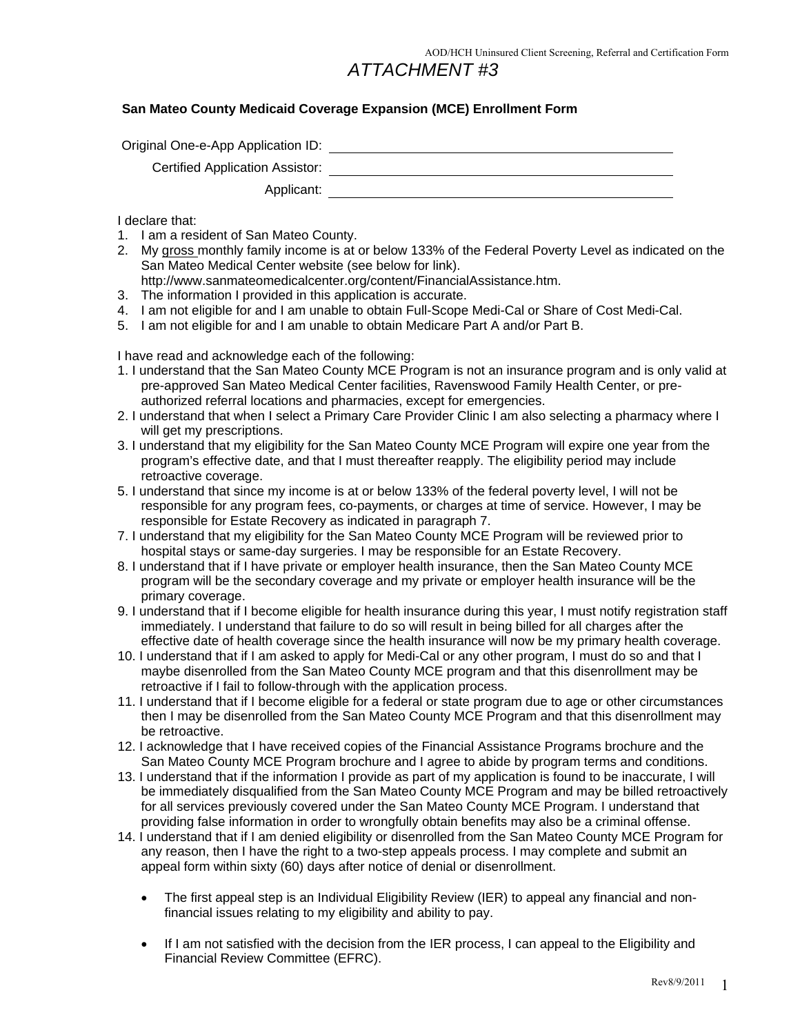# ATTACHMENT #3

**San Mateo County Medicaid Coverage Expansion (MCE) Enrollment Form**

Original One-e-App Application ID: ______________________________

Certified Application Assistor: ______________________________

Applicant: ______________________________

I declare that:

1. I am a resident of San Mateo County.
2. My gross monthly family income is at or below 133% of the Federal Poverty Level as indicated on the San Mateo Medical Center website (see below for link). http://www.sanmateomedicalcenter.org/content/FinancialAssistance.htm.
3. The information I provided in this application is accurate.
4. I am not eligible for and I am unable to obtain Full-Scope Medi-Cal or Share of Cost Medi-Cal.
5. I am not eligible for and I am unable to obtain Medicare Part A and/or Part B.

I have read and acknowledge each of the following:

1. I understand that the San Mateo County MCE Program is not an insurance program and is only valid at pre-approved San Mateo Medical Center facilities, Ravenswood Family Health Center, or pre-authorized referral locations and pharmacies, except for emergencies.
2. I understand that when I select a Primary Care Provider Clinic I am also selecting a pharmacy where I will get my prescriptions.
3. I understand that my eligibility for the San Mateo County MCE Program will expire one year from the program's effective date, and that I must thereafter reapply. The eligibility period may include retroactive coverage.
5. I understand that since my income is at or below 133% of the federal poverty level, I will not be responsible for any program fees, co-payments, or charges at time of service. However, I may be responsible for Estate Recovery as indicated in paragraph 7.
7. I understand that my eligibility for the San Mateo County MCE Program will be reviewed prior to hospital stays or same-day surgeries. I may be responsible for an Estate Recovery.
8. I understand that if I have private or employer health insurance, then the San Mateo County MCE program will be the secondary coverage and my private or employer health insurance will be the primary coverage.
9. I understand that if I become eligible for health insurance during this year, I must notify registration staff immediately. I understand that failure to do so will result in being billed for all charges after the effective date of health coverage since the health insurance will now be my primary health coverage.
10. I understand that if I am asked to apply for Medi-Cal or any other program, I must do so and that I maybe disenrolled from the San Mateo County MCE program and that this disenrollment may be retroactive if I fail to follow-through with the application process.
11. I understand that if I become eligible for a federal or state program due to age or other circumstances then I may be disenrolled from the San Mateo County MCE Program and that this disenrollment may be retroactive.
12. I acknowledge that I have received copies of the Financial Assistance Programs brochure and the San Mateo County MCE Program brochure and I agree to abide by program terms and conditions.
13. I understand that if the information I provide as part of my application is found to be inaccurate, I will be immediately disqualified from the San Mateo County MCE Program and may be billed retroactively for all services previously covered under the San Mateo County MCE Program. I understand that providing false information in order to wrongfully obtain benefits may also be a criminal offense.
14. I understand that if I am denied eligibility or disenrolled from the San Mateo County MCE Program for any reason, then I have the right to a two-step appeals process. I may complete and submit an appeal form within sixty (60) days after notice of denial or disenrollment.

    - The first appeal step is an Individual Eligibility Review (IER) to appeal any financial and non-financial issues relating to my eligibility and ability to pay.

    - If I am not satisfied with the decision from the IER process, I can appeal to the Eligibility and Financial Review Committee (EFRC).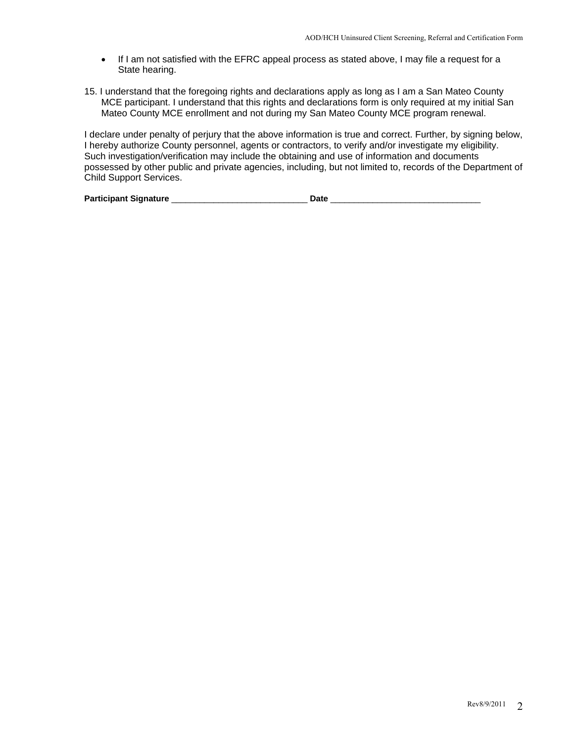- If I am not satisfied with the EFRC appeal process as stated above, I may file a request for a State hearing.

15. I understand that the foregoing rights and declarations apply as long as I am a San Mateo County MCE participant. I understand that this rights and declarations form is only required at my initial San Mateo County MCE enrollment and not during my San Mateo County MCE program renewal.

I declare under penalty of perjury that the above information is true and correct. Further, by signing below, I hereby authorize County personnel, agents or contractors, to verify and/or investigate my eligibility. Such investigation/verification may include the obtaining and use of information and documents possessed by other public and private agencies, including, but not limited to, records of the Department of Child Support Services.

**Participant Signature** ____________________________ **Date** _______________________________

Rev8/9/2011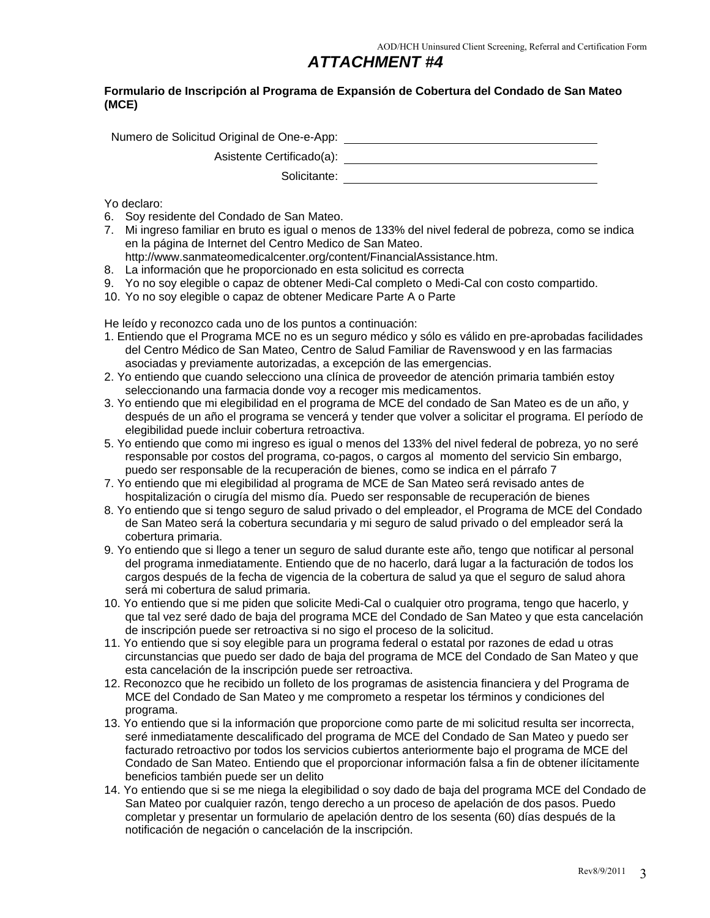# ATTACHMENT #4

**Formulario de Inscripción al Programa de Expansión de Cobertura del Condado de San Mateo (MCE)**

Numero de Solicitud Original de One-e-App: ______________________

Asistente Certificado(a): ______________________

Solicitante: ______________________

Yo declaro:

6. Soy residente del Condado de San Mateo.
7. Mi ingreso familiar en bruto es igual o menos de 133% del nivel federal de pobreza, como se indica en la página de Internet del Centro Medico de San Mateo. http://www.sanmateomedicalcenter.org/content/FinancialAssistance.htm.
8. La información que he proporcionado en esta solicitud es correcta
9. Yo no soy elegible o capaz de obtener Medi-Cal completo o Medi-Cal con costo compartido.
10. Yo no soy elegible o capaz de obtener Medicare Parte A o Parte

He leído y reconozco cada uno de los puntos a continuación:

1. Entiendo que el Programa MCE no es un seguro médico y sólo es válido en pre-aprobadas facilidades del Centro Médico de San Mateo, Centro de Salud Familiar de Ravenswood y en las farmacias asociadas y previamente autorizadas, a excepción de las emergencias.
2. Yo entiendo que cuando selecciono una clínica de proveedor de atención primaria también estoy seleccionando una farmacia donde voy a recoger mis medicamentos.
3. Yo entiendo que mi elegibilidad en el programa de MCE del condado de San Mateo es de un año, y después de un año el programa se vencerá y tender que volver a solicitar el programa. El período de elegibilidad puede incluir cobertura retroactiva.
5. Yo entiendo que como mi ingreso es igual o menos del 133% del nivel federal de pobreza, yo no seré responsable por costos del programa, co-pagos, o cargos al momento del servicio Sin embargo, puedo ser responsable de la recuperación de bienes, como se indica en el párrafo 7
7. Yo entiendo que mi elegibilidad al programa de MCE de San Mateo será revisado antes de hospitalización o cirugía del mismo día. Puedo ser responsable de recuperación de bienes
8. Yo entiendo que si tengo seguro de salud privado o del empleador, el Programa de MCE del Condado de San Mateo será la cobertura secundaria y mi seguro de salud privado o del empleador será la cobertura primaria.
9. Yo entiendo que si llego a tener un seguro de salud durante este año, tengo que notificar al personal del programa inmediatamente. Entiendo que de no hacerlo, dará lugar a la facturación de todos los cargos después de la fecha de vigencia de la cobertura de salud ya que el seguro de salud ahora será mi cobertura de salud primaria.
10. Yo entiendo que si me piden que solicite Medi-Cal o cualquier otro programa, tengo que hacerlo, y que tal vez seré dado de baja del programa MCE del Condado de San Mateo y que esta cancelación de inscripción puede ser retroactiva si no sigo el proceso de la solicitud.
11. Yo entiendo que si soy elegible para un programa federal o estatal por razones de edad u otras circunstancias que puedo ser dado de baja del programa de MCE del Condado de San Mateo y que esta cancelación de la inscripción puede ser retroactiva.
12. Reconozco que he recibido un folleto de los programas de asistencia financiera y del Programa de MCE del Condado de San Mateo y me comprometo a respetar los términos y condiciones del programa.
13. Yo entiendo que si la información que proporcione como parte de mi solicitud resulta ser incorrecta, seré inmediatamente descalificado del programa de MCE del Condado de San Mateo y puedo ser facturado retroactivo por todos los servicios cubiertos anteriormente bajo el programa de MCE del Condado de San Mateo. Entiendo que el proporcionar información falsa a fin de obtener ilícitamente beneficios también puede ser un delito
14. Yo entiendo que si se me niega la elegibilidad o soy dado de baja del programa MCE del Condado de San Mateo por cualquier razón, tengo derecho a un proceso de apelación de dos pasos. Puedo completar y presentar un formulario de apelación dentro de los sesenta (60) días después de la notificación de negación o cancelación de la inscripción.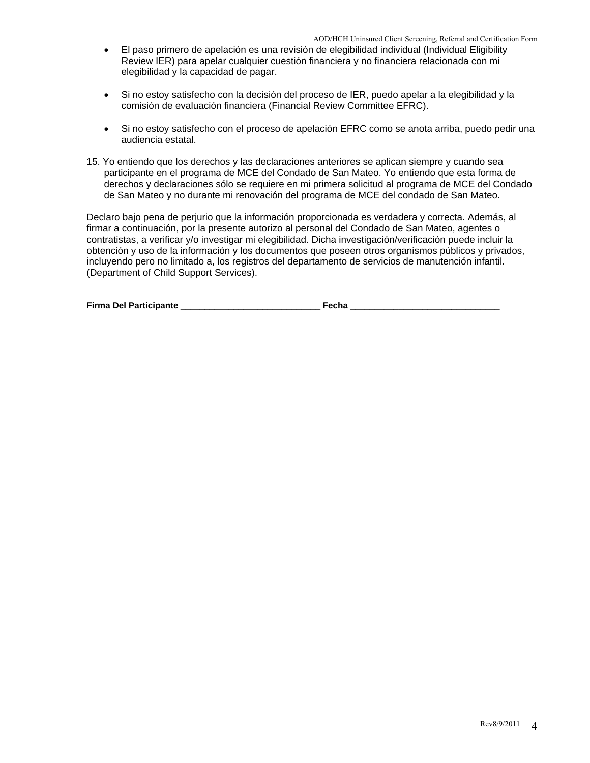- El paso primero de apelación es una revisión de elegibilidad individual (Individual Eligibility Review IER) para apelar cualquier cuestión financiera y no financiera relacionada con mi elegibilidad y la capacidad de pagar.

- Si no estoy satisfecho con la decisión del proceso de IER, puedo apelar a la elegibilidad y la comisión de evaluación financiera (Financial Review Committee EFRC).

- Si no estoy satisfecho con el proceso de apelación EFRC como se anota arriba, puedo pedir una audiencia estatal.

15. Yo entiendo que los derechos y las declaraciones anteriores se aplican siempre y cuando sea participante en el programa de MCE del Condado de San Mateo. Yo entiendo que esta forma de derechos y declaraciones sólo se requiere en mi primera solicitud al programa de MCE del Condado de San Mateo y no durante mi renovación del programa de MCE del condado de San Mateo.

Declaro bajo pena de perjurio que la información proporcionada es verdadera y correcta. Además, al firmar a continuación, por la presente autorizo al personal del Condado de San Mateo, agentes o contratistas, a verificar y/o investigar mi elegibilidad. Dicha investigación/verificación puede incluir la obtención y uso de la información y los documentos que poseen otros organismos públicos y privados, incluyendo pero no limitado a, los registros del departamento de servicios de manutención infantil. (Department of Child Support Services).

**Firma Del Participante** ____________________________ **Fecha** ______________________________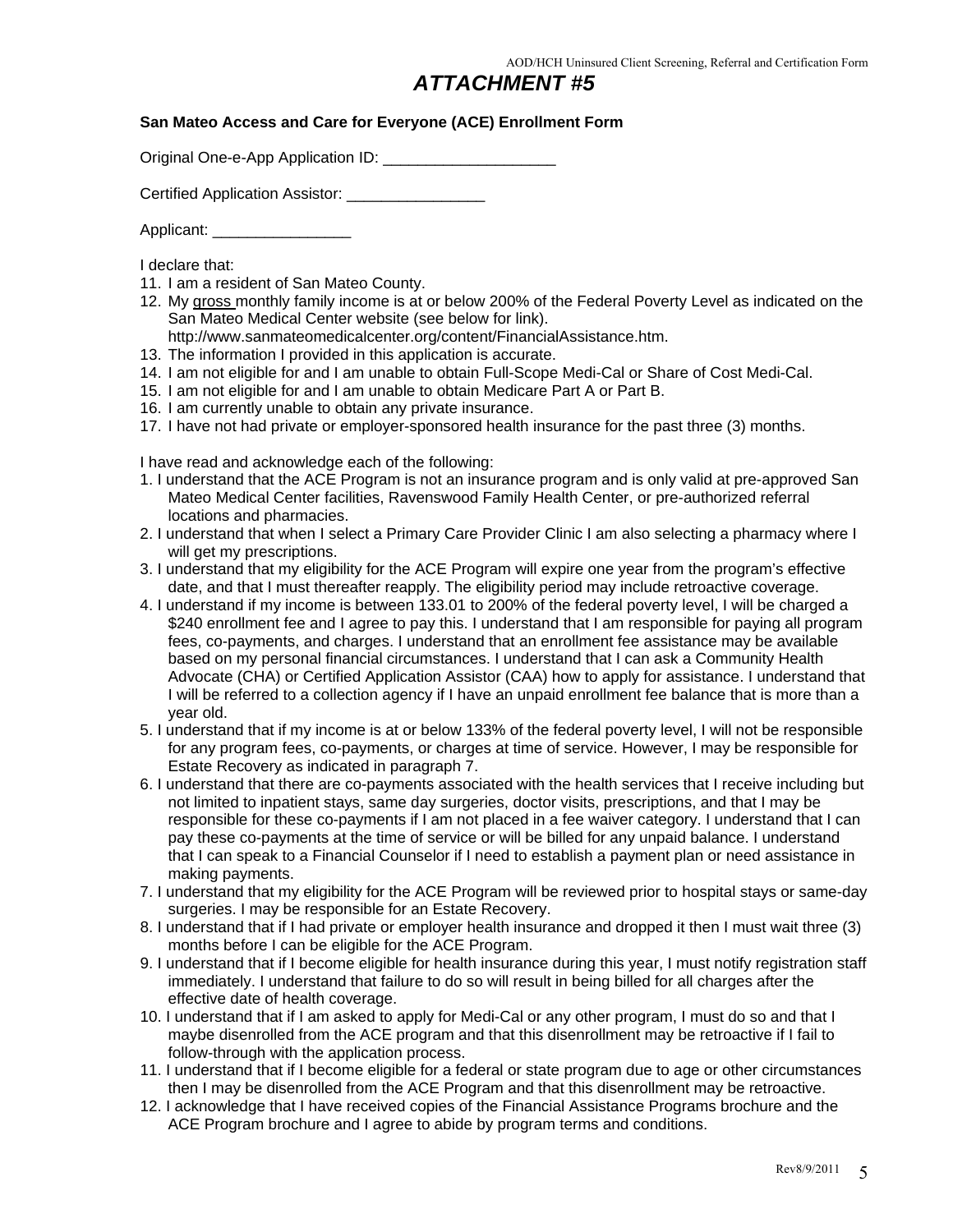# ATTACHMENT #5

**San Mateo Access and Care for Everyone (ACE) Enrollment Form**

Original One-e-App Application ID: ____________________

Certified Application Assistor: ________________

Applicant: ________________

I declare that:

11. I am a resident of San Mateo County.
12. My gross monthly family income is at or below 200% of the Federal Poverty Level as indicated on the San Mateo Medical Center website (see below for link). http://www.sanmateomedicalcenter.org/content/FinancialAssistance.htm.
13. The information I provided in this application is accurate.
14. I am not eligible for and I am unable to obtain Full-Scope Medi-Cal or Share of Cost Medi-Cal.
15. I am not eligible for and I am unable to obtain Medicare Part A or Part B.
16. I am currently unable to obtain any private insurance.
17. I have not had private or employer-sponsored health insurance for the past three (3) months.

I have read and acknowledge each of the following:

1. I understand that the ACE Program is not an insurance program and is only valid at pre-approved San Mateo Medical Center facilities, Ravenswood Family Health Center, or pre-authorized referral locations and pharmacies.
2. I understand that when I select a Primary Care Provider Clinic I am also selecting a pharmacy where I will get my prescriptions.
3. I understand that my eligibility for the ACE Program will expire one year from the program's effective date, and that I must thereafter reapply. The eligibility period may include retroactive coverage.
4. I understand if my income is between 133.01 to 200% of the federal poverty level, I will be charged a $240 enrollment fee and I agree to pay this. I understand that I am responsible for paying all program fees, co-payments, and charges. I understand that an enrollment fee assistance may be available based on my personal financial circumstances. I understand that I can ask a Community Health Advocate (CHA) or Certified Application Assistor (CAA) how to apply for assistance. I understand that I will be referred to a collection agency if I have an unpaid enrollment fee balance that is more than a year old.
5. I understand that if my income is at or below 133% of the federal poverty level, I will not be responsible for any program fees, co-payments, or charges at time of service. However, I may be responsible for Estate Recovery as indicated in paragraph 7.
6. I understand that there are co-payments associated with the health services that I receive including but not limited to inpatient stays, same day surgeries, doctor visits, prescriptions, and that I may be responsible for these co-payments if I am not placed in a fee waiver category. I understand that I can pay these co-payments at the time of service or will be billed for any unpaid balance. I understand that I can speak to a Financial Counselor if I need to establish a payment plan or need assistance in making payments.
7. I understand that my eligibility for the ACE Program will be reviewed prior to hospital stays or same-day surgeries. I may be responsible for an Estate Recovery.
8. I understand that if I had private or employer health insurance and dropped it then I must wait three (3) months before I can be eligible for the ACE Program.
9. I understand that if I become eligible for health insurance during this year, I must notify registration staff immediately. I understand that failure to do so will result in being billed for all charges after the effective date of health coverage.
10. I understand that if I am asked to apply for Medi-Cal or any other program, I must do so and that I maybe disenrolled from the ACE program and that this disenrollment may be retroactive if I fail to follow-through with the application process.
11. I understand that if I become eligible for a federal or state program due to age or other circumstances then I may be disenrolled from the ACE Program and that this disenrollment may be retroactive.
12. I acknowledge that I have received copies of the Financial Assistance Programs brochure and the ACE Program brochure and I agree to abide by program terms and conditions.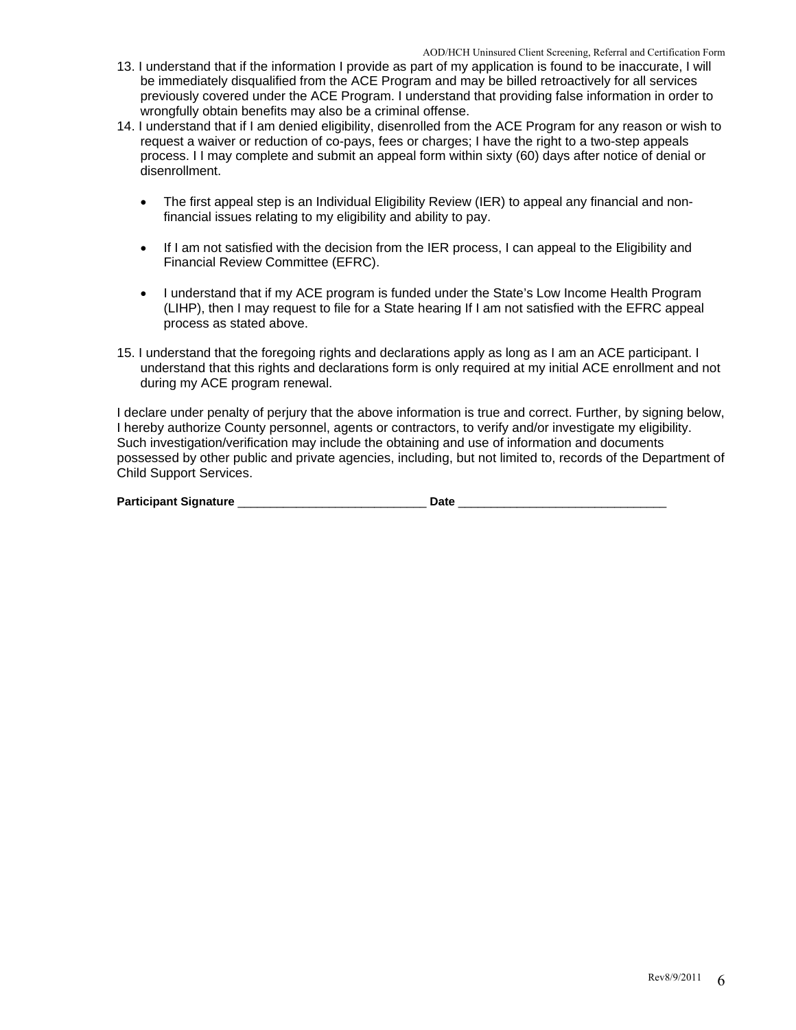13. I understand that if the information I provide as part of my application is found to be inaccurate, I will be immediately disqualified from the ACE Program and may be billed retroactively for all services previously covered under the ACE Program. I understand that providing false information in order to wrongfully obtain benefits may also be a criminal offense.

14. I understand that if I am denied eligibility, disenrolled from the ACE Program for any reason or wish to request a waiver or reduction of co-pays, fees or charges; I have the right to a two-step appeals process. I I may complete and submit an appeal form within sixty (60) days after notice of denial or disenrollment.

    - The first appeal step is an Individual Eligibility Review (IER) to appeal any financial and non-financial issues relating to my eligibility and ability to pay.

    - If I am not satisfied with the decision from the IER process, I can appeal to the Eligibility and Financial Review Committee (EFRC).

    - I understand that if my ACE program is funded under the State's Low Income Health Program (LIHP), then I may request to file for a State hearing If I am not satisfied with the EFRC appeal process as stated above.

15. I understand that the foregoing rights and declarations apply as long as I am an ACE participant. I understand that this rights and declarations form is only required at my initial ACE enrollment and not during my ACE program renewal.

I declare under penalty of perjury that the above information is true and correct. Further, by signing below, I hereby authorize County personnel, agents or contractors, to verify and/or investigate my eligibility. Such investigation/verification may include the obtaining and use of information and documents possessed by other public and private agencies, including, but not limited to, records of the Department of Child Support Services.

**Participant Signature** _____________________________ **Date** ________________________________

Rev8/9/2011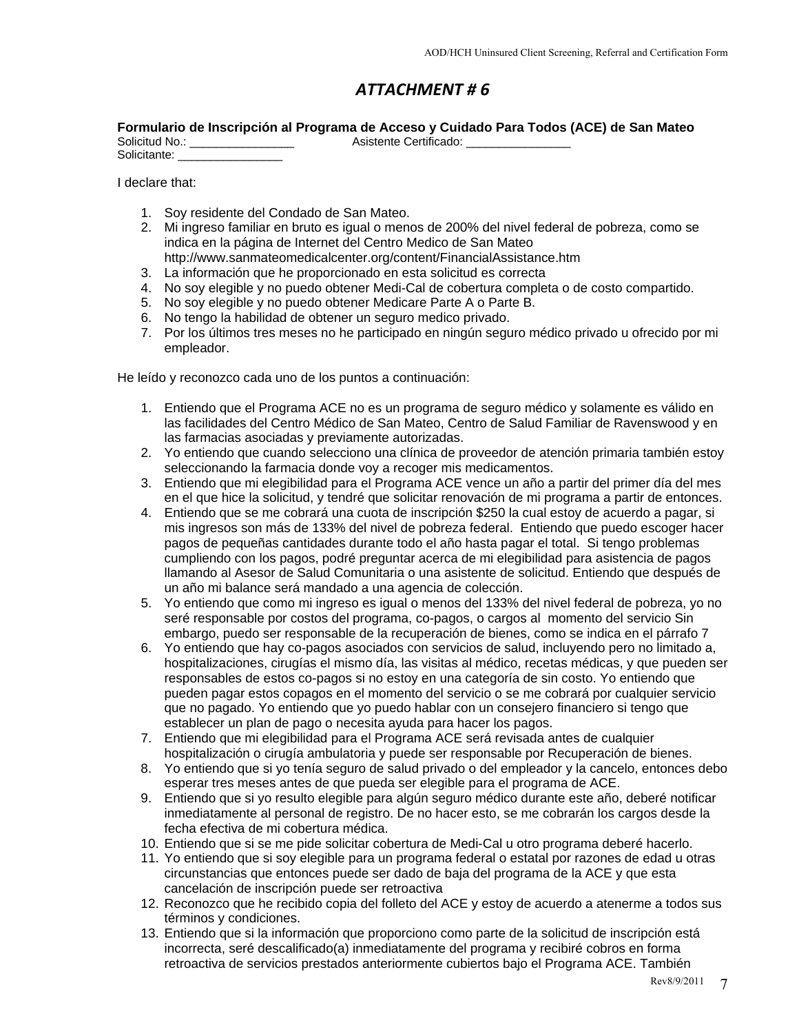# ATTACHMENT # 6

**Formulario de Inscripción al Programa de Acceso y Cuidado Para Todos (ACE) de San Mateo**

Solicitud No.: ________________ Asistente Certificado: ________________

Solicitante: ________________

I declare that:

1. Soy residente del Condado de San Mateo.
2. Mi ingreso familiar en bruto es igual o menos de 200% del nivel federal de pobreza, como se indica en la página de Internet del Centro Medico de San Mateo http://www.sanmateomedicalcenter.org/content/FinancialAssistance.htm
3. La información que he proporcionado en esta solicitud es correcta
4. No soy elegible y no puedo obtener Medi-Cal de cobertura completa o de costo compartido.
5. No soy elegible y no puedo obtener Medicare Parte A o Parte B.
6. No tengo la habilidad de obtener un seguro medico privado.
7. Por los últimos tres meses no he participado en ningún seguro médico privado u ofrecido por mi empleador.

He leído y reconozco cada uno de los puntos a continuación:

1. Entiendo que el Programa ACE no es un programa de seguro médico y solamente es válido en las facilidades del Centro Médico de San Mateo, Centro de Salud Familiar de Ravenswood y en las farmacias asociadas y previamente autorizadas.
2. Yo entiendo que cuando selecciono una clínica de proveedor de atención primaria también estoy seleccionando la farmacia donde voy a recoger mis medicamentos.
3. Entiendo que mi elegibilidad para el Programa ACE vence un año a partir del primer día del mes en el que hice la solicitud, y tendré que solicitar renovación de mi programa a partir de entonces.
4. Entiendo que se me cobrará una cuota de inscripción $250 la cual estoy de acuerdo a pagar, si mis ingresos son más de 133% del nivel de pobreza federal. Entiendo que puedo escoger hacer pagos de pequeñas cantidades durante todo el año hasta pagar el total. Si tengo problemas cumpliendo con los pagos, podré preguntar acerca de mi elegibilidad para asistencia de pagos llamando al Asesor de Salud Comunitaria o una asistente de solicitud. Entiendo que después de un año mi balance será mandado a una agencia de colección.
5. Yo entiendo que como mi ingreso es igual o menos del 133% del nivel federal de pobreza, yo no seré responsable por costos del programa, co-pagos, o cargos al momento del servicio Sin embargo, puedo ser responsable de la recuperación de bienes, como se indica en el párrafo 7
6. Yo entiendo que hay co-pagos asociados con servicios de salud, incluyendo pero no limitado a, hospitalizaciones, cirugías el mismo día, las visitas al médico, recetas médicas, y que pueden ser responsables de estos co-pagos si no estoy en una categoría de sin costo. Yo entiendo que pueden pagar estos copagos en el momento del servicio o se me cobrará por cualquier servicio que no pagado. Yo entiendo que yo puedo hablar con un consejero financiero si tengo que establecer un plan de pago o necesita ayuda para hacer los pagos.
7. Entiendo que mi elegibilidad para el Programa ACE será revisada antes de cualquier hospitalización o cirugía ambulatoria y puede ser responsable por Recuperación de bienes.
8. Yo entiendo que si yo tenía seguro de salud privado o del empleador y la cancelo, entonces debo esperar tres meses antes de que pueda ser elegible para el programa de ACE.
9. Entiendo que si yo resulto elegible para algún seguro médico durante este año, deberé notificar inmediatamente al personal de registro. De no hacer esto, se me cobrarán los cargos desde la fecha efectiva de mi cobertura médica.
10. Entiendo que si se me pide solicitar cobertura de Medi-Cal u otro programa deberé hacerlo.
11. Yo entiendo que si soy elegible para un programa federal o estatal por razones de edad u otras circunstancias que entonces puede ser dado de baja del programa de la ACE y que esta cancelación de inscripción puede ser retroactiva
12. Reconozco que he recibido copia del folleto del ACE y estoy de acuerdo a atenerme a todos sus términos y condiciones.
13. Entiendo que si la información que proporciono como parte de la solicitud de inscripción está incorrecta, seré descalificado(a) inmediatamente del programa y recibiré cobros en forma retroactiva de servicios prestados anteriormente cubiertos bajo el Programa ACE. También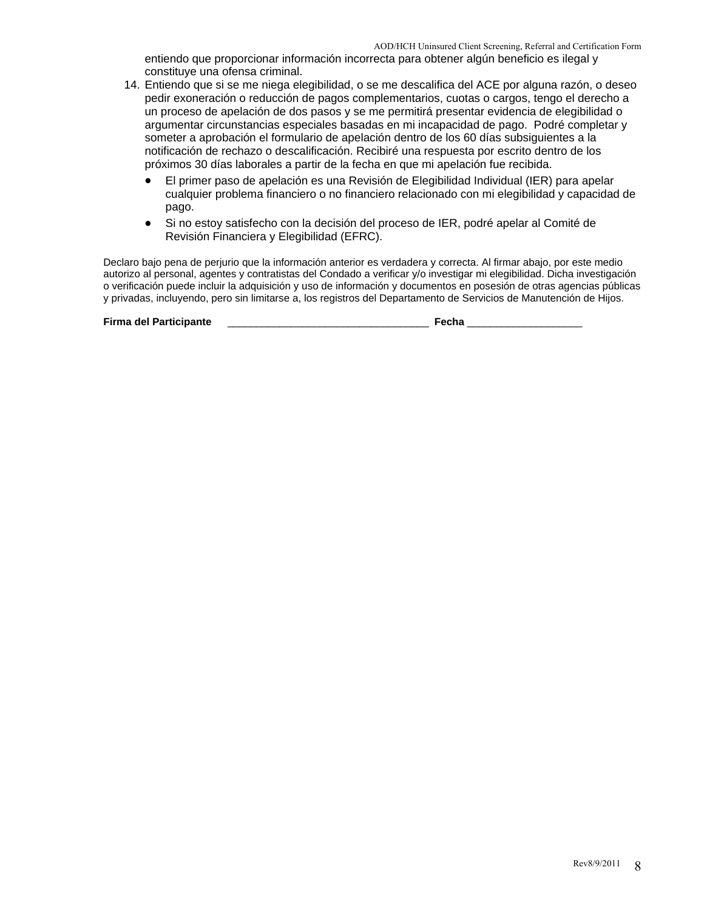entiendo que proporcionar información incorrecta para obtener algún beneficio es ilegal y constituye una ofensa criminal.

14. Entiendo que si se me niega elegibilidad, o se me descalifica del ACE por alguna razón, o deseo pedir exoneración o reducción de pagos complementarios, cuotas o cargos, tengo el derecho a un proceso de apelación de dos pasos y se me permitirá presentar evidencia de elegibilidad o argumentar circunstancias especiales basadas en mi incapacidad de pago. Podré completar y someter a aprobación el formulario de apelación dentro de los 60 días subsiguientes a la notificación de rechazo o descalificación. Recibiré una respuesta por escrito dentro de los próximos 30 días laborales a partir de la fecha en que mi apelación fue recibida.
    - El primer paso de apelación es una Revisión de Elegibilidad Individual (IER) para apelar cualquier problema financiero o no financiero relacionado con mi elegibilidad y capacidad de pago.
    - Si no estoy satisfecho con la decisión del proceso de IER, podré apelar al Comité de Revisión Financiera y Elegibilidad (EFRC).

Declaro bajo pena de perjurio que la información anterior es verdadera y correcta. Al firmar abajo, por este medio autorizo al personal, agentes y contratistas del Condado a verificar y/o investigar mi elegibilidad. Dicha investigación o verificación puede incluir la adquisición y uso de información y documentos en posesión de otras agencias públicas y privadas, incluyendo, pero sin limitarse a, los registros del Departamento de Servicios de Manutención de Hijos.

**Firma del Participante** ___________________________________ **Fecha** ____________________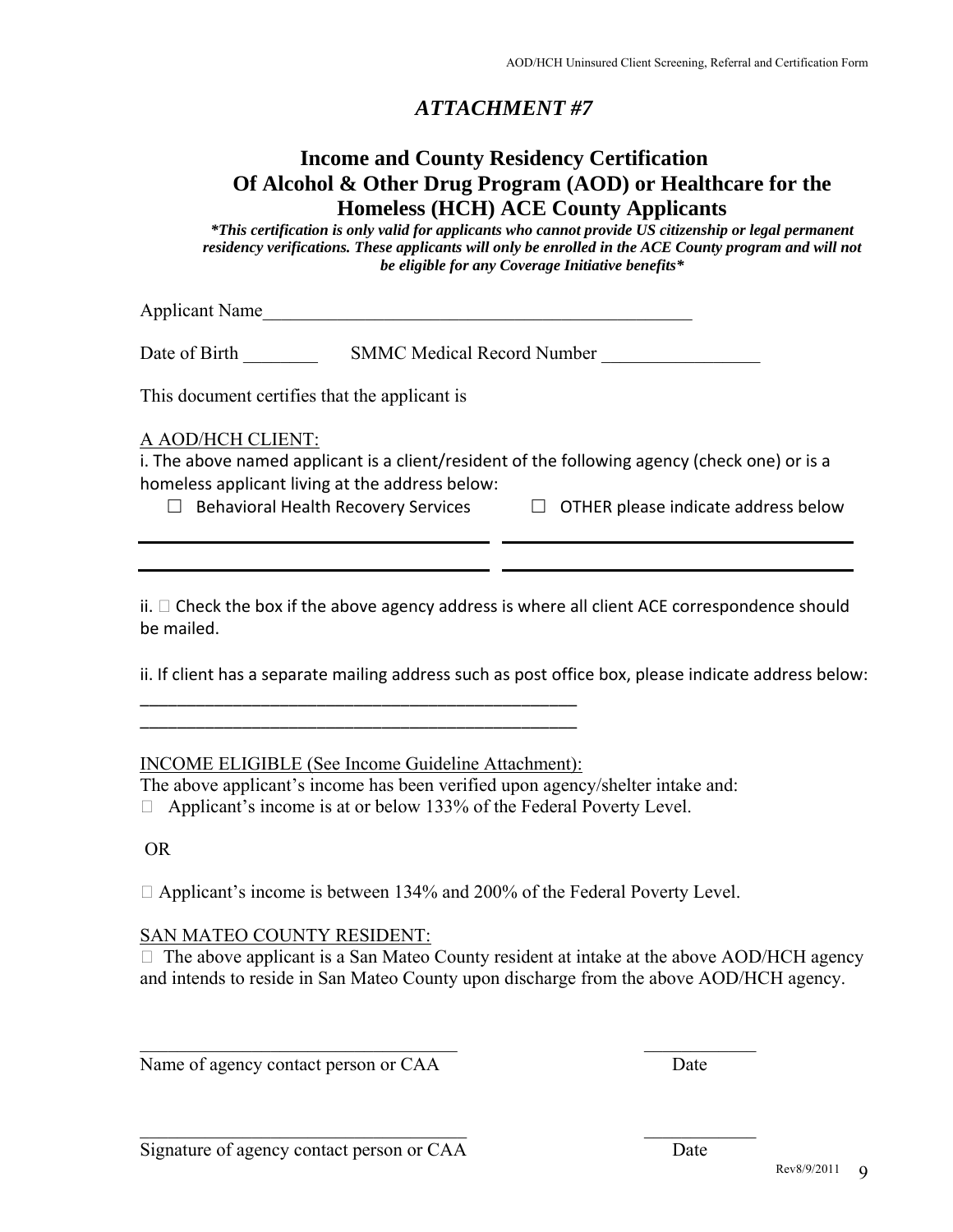# *ATTACHMENT #7*

## Income and County Residency Certification Of Alcohol & Other Drug Program (AOD) or Healthcare for the Homeless (HCH) ACE County Applicants

***This certification is only valid for applicants who cannot provide US citizenship or legal permanent residency verifications. These applicants will only be enrolled in the ACE County program and will not be eligible for any Coverage Initiative benefits***

Applicant Name_______________________________________________

Date of Birth ________ SMMC Medical Record Number _________________

This document certifies that the applicant is

A AOD/HCH CLIENT:

i. The above named applicant is a client/resident of the following agency (check one) or is a homeless applicant living at the address below:

☐ Behavioral Health Recovery Services ☐ OTHER please indicate address below

_______________________________________ _______________________________________

_______________________________________ _______________________________________

ii. ☐ Check the box if the above agency address is where all client ACE correspondence should be mailed.

ii. If client has a separate mailing address such as post office box, please indicate address below:

_______________________________________________

_______________________________________________

INCOME ELIGIBLE (See Income Guideline Attachment):

The above applicant's income has been verified upon agency/shelter intake and:

☐ Applicant's income is at or below 133% of the Federal Poverty Level.

OR

☐ Applicant's income is between 134% and 200% of the Federal Poverty Level.

SAN MATEO COUNTY RESIDENT:

☐ The above applicant is a San Mateo County resident at intake at the above AOD/HCH agency and intends to reside in San Mateo County upon discharge from the above AOD/HCH agency.

___________________________________ ____________

Name of agency contact person or CAA Date

___________________________________ ____________

Signature of agency contact person or CAA Date

Rev8/9/2011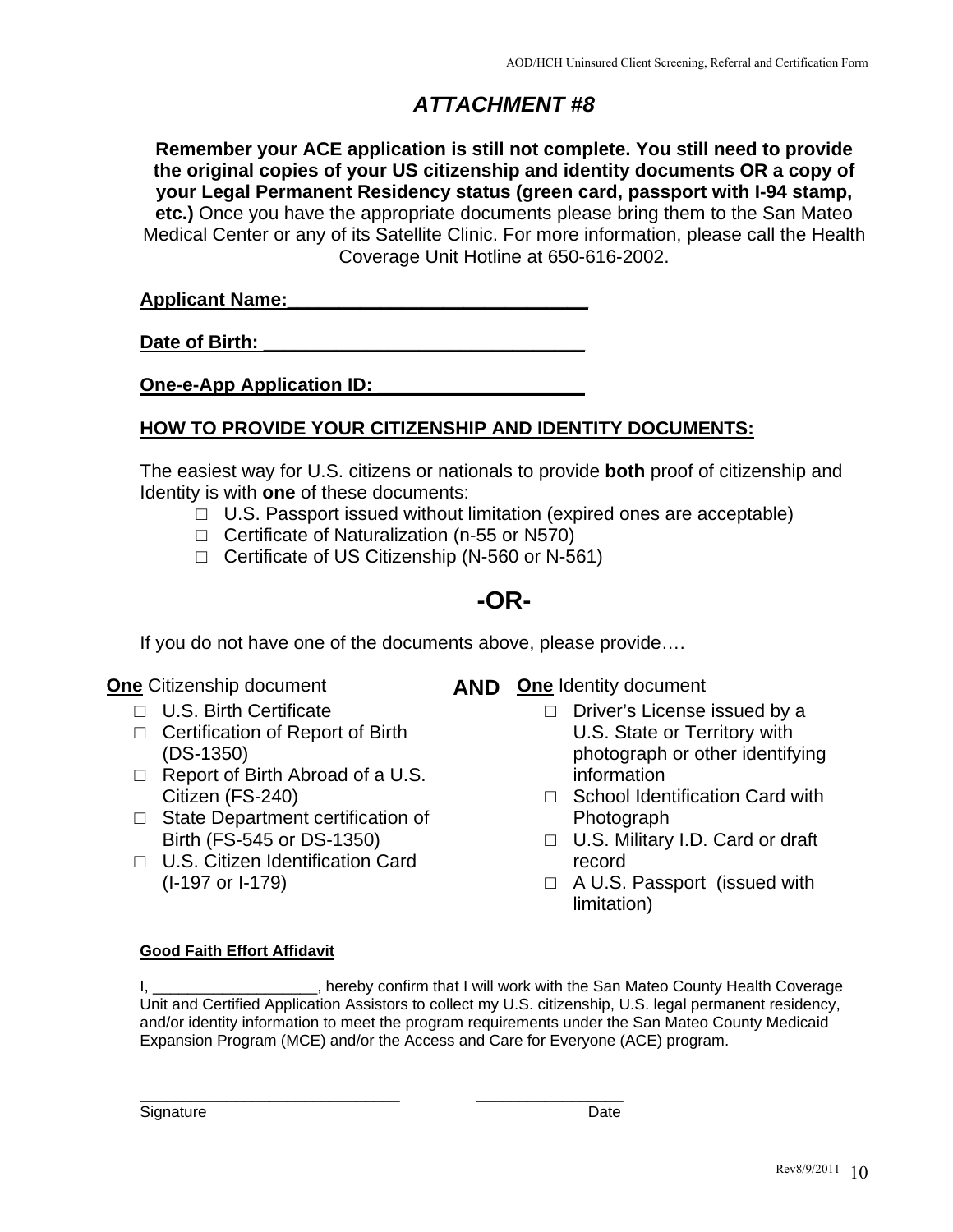# *ATTACHMENT #8*

**Remember your ACE application is still not complete. You still need to provide the original copies of your US citizenship and identity documents OR a copy of your Legal Permanent Residency status (green card, passport with I-94 stamp, etc.)** Once you have the appropriate documents please bring them to the San Mateo Medical Center or any of its Satellite Clinic. For more information, please call the Health Coverage Unit Hotline at 650-616-2002.

**Applicant Name:_____________________________**

**Date of Birth: _______________________________**

**One-e-App Application ID: ____________________**

**HOW TO PROVIDE YOUR CITIZENSHIP AND IDENTITY DOCUMENTS:**

The easiest way for U.S. citizens or nationals to provide **both** proof of citizenship and Identity is with **one** of these documents:

- □ U.S. Passport issued without limitation (expired ones are acceptable)
- □ Certificate of Naturalization (n-55 or N570)
- □ Certificate of US Citizenship (N-560 or N-561)

## -OR-

If you do not have one of the documents above, please provide….

**One** Citizenship document

- □ U.S. Birth Certificate
- □ Certification of Report of Birth (DS-1350)
- □ Report of Birth Abroad of a U.S. Citizen (FS-240)
- □ State Department certification of Birth (FS-545 or DS-1350)
- □ U.S. Citizen Identification Card (I-197 or I-179)

**AND**

**One** Identity document

- □ Driver's License issued by a U.S. State or Territory with photograph or other identifying information
- □ School Identification Card with Photograph
- □ U.S. Military I.D. Card or draft record
- □ A U.S. Passport (issued with limitation)

**Good Faith Effort Affidavit**

I, ___________________, hereby confirm that I will work with the San Mateo County Health Coverage Unit and Certified Application Assistors to collect my U.S. citizenship, U.S. legal permanent residency, and/or identity information to meet the program requirements under the San Mateo County Medicaid Expansion Program (MCE) and/or the Access and Care for Everyone (ACE) program.

_____________________________ &nbsp;&nbsp;&nbsp;&nbsp; ________________

Signature &nbsp;&nbsp;&nbsp;&nbsp; Date

Rev8/9/2011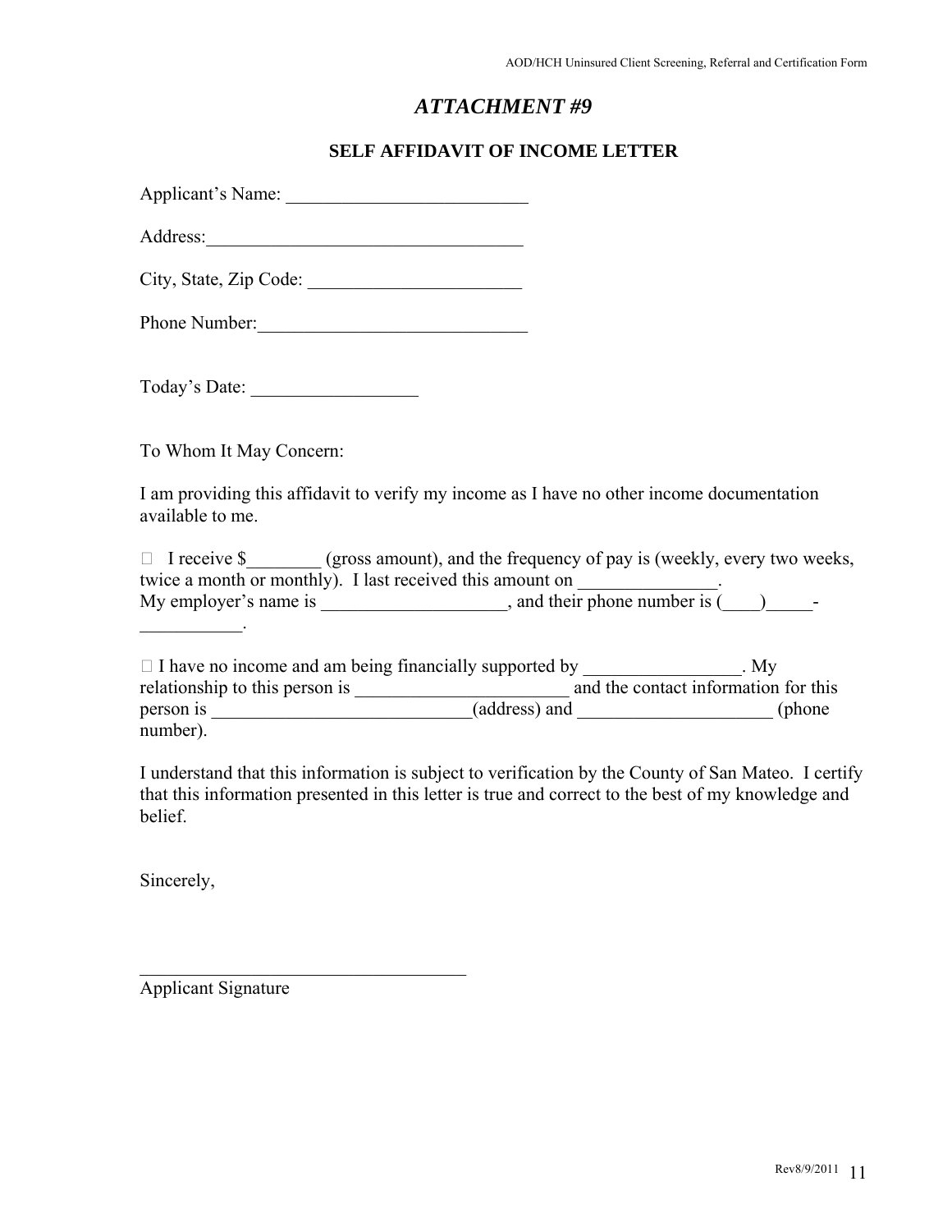# *ATTACHMENT #9*

## SELF AFFIDAVIT OF INCOME LETTER

Applicant's Name: ___________________________

Address:___________________________________

City, State, Zip Code: _______________________

Phone Number:_____________________________

Today's Date: _________________

To Whom It May Concern:

I am providing this affidavit to verify my income as I have no other income documentation available to me.

☐ I receive $________ (gross amount), and the frequency of pay is (weekly, every two weeks, twice a month or monthly). I last received this amount on _______________. My employer's name is ____________________, and their phone number is (____)_____-___________.

☐ I have no income and am being financially supported by _________________. My relationship to this person is _______________________ and the contact information for this person is ____________________________(address) and _____________________ (phone number).

I understand that this information is subject to verification by the County of San Mateo. I certify that this information presented in this letter is true and correct to the best of my knowledge and belief.

Sincerely,

____________________________________

Applicant Signature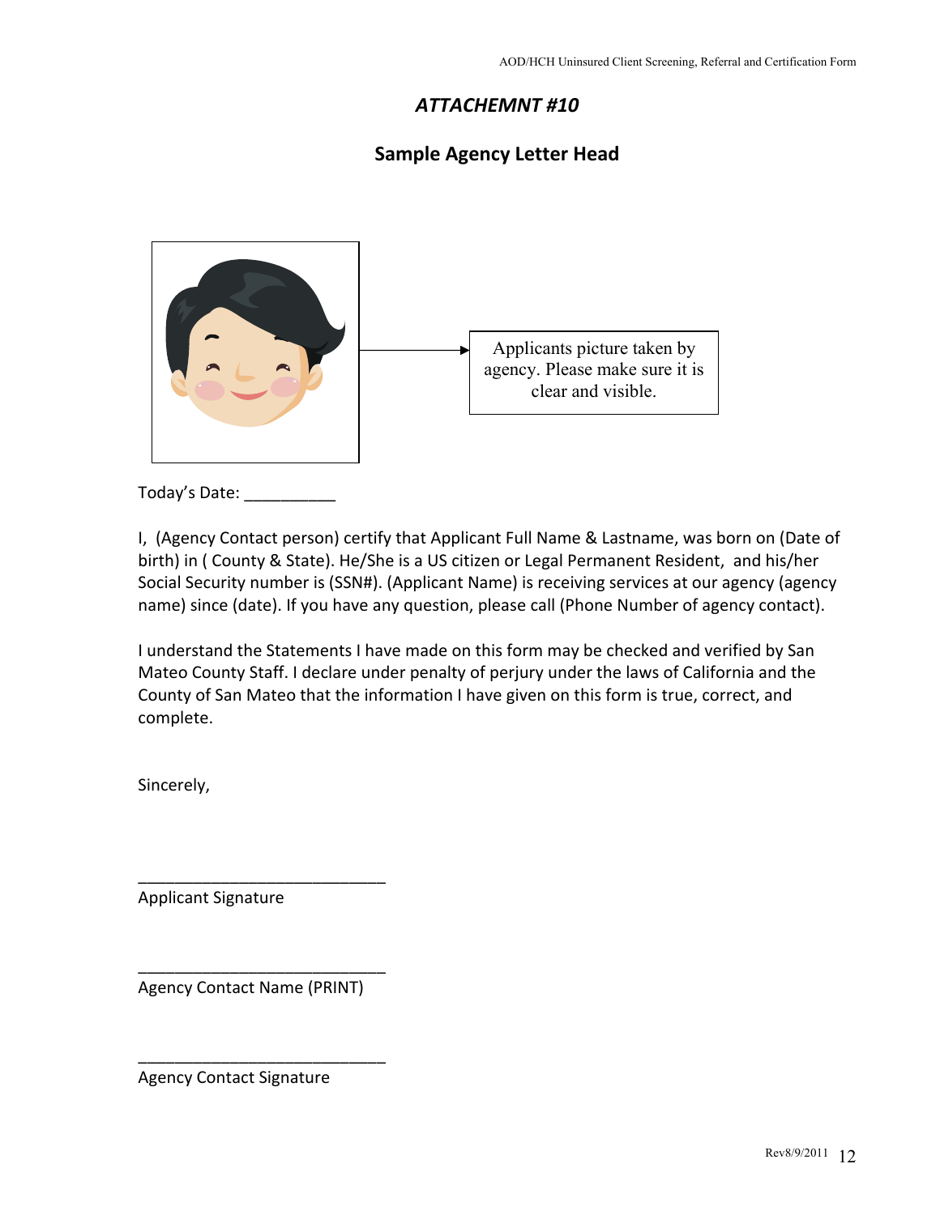## *ATTACHEMNT #10*

### Sample Agency Letter Head

Applicants picture taken by agency. Please make sure it is clear and visible.

Today's Date: __________

I, (Agency Contact person) certify that Applicant Full Name & Lastname, was born on (Date of birth) in ( County & State). He/She is a US citizen or Legal Permanent Resident, and his/her Social Security number is (SSN#). (Applicant Name) is receiving services at our agency (agency name) since (date). If you have any question, please call (Phone Number of agency contact).

I understand the Statements I have made on this form may be checked and verified by San Mateo County Staff. I declare under penalty of perjury under the laws of California and the County of San Mateo that the information I have given on this form is true, correct, and complete.

Sincerely,

___________________________
Applicant Signature

___________________________
Agency Contact Name (PRINT)

___________________________
Agency Contact Signature